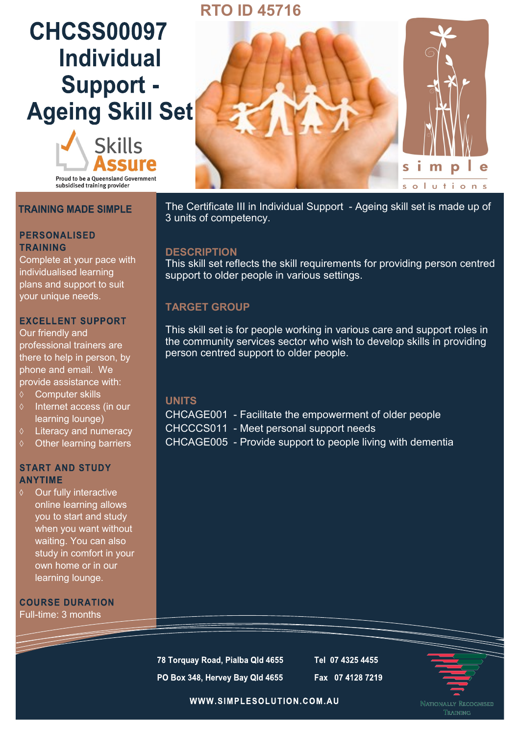RTO ID 45716

# CHCSS00097 Individual Support - Ageing Skill Set

Skills Assure

Proud to be a Queensland Government subsidised training provider

simple solutions

## TRAINING MADE SIMPLE

### PERSONALISED TRAINING

Complete at your pace with individualised learning plans and support to suit your unique needs.

### EXCELLENT SUPPORT

Our friendly and professional trainers are there to help in person, by phone and email. We provide assistance with:

- Computer skills
- Internet access (in our learning lounge)
- Literacy and numeracy
- Other learning barriers

### START AND STUDY ANYTIME

- Our fully interactive online learning allows you to start and study when you want without waiting. You can also study in comfort in your own home or in our learning lounge.

### COURSE DURATION

Full-time: 3 months

The Certificate III in Individual Support - Ageing skill set is made up of 3 units of competency.

## DESCRIPTION

This skill set reflects the skill requirements for providing person centred support to older people in various settings.

## TARGET GROUP

This skill set is for people working in various care and support roles in the community services sector who wish to develop skills in providing person centred support to older people.

## UNITS

CHCAGE001 - Facilitate the empowerment of older people
CHCCCS011 - Meet personal support needs
CHCAGE005 - Provide support to people living with dementia

78 Torquay Road, Pialba Qld 4655
PO Box 348, Hervey Bay Qld 4655

Tel 07 4325 4455
Fax 07 4128 7219

WWW.SIMPLESOLUTION.COM.AU

Nationally Recognised Training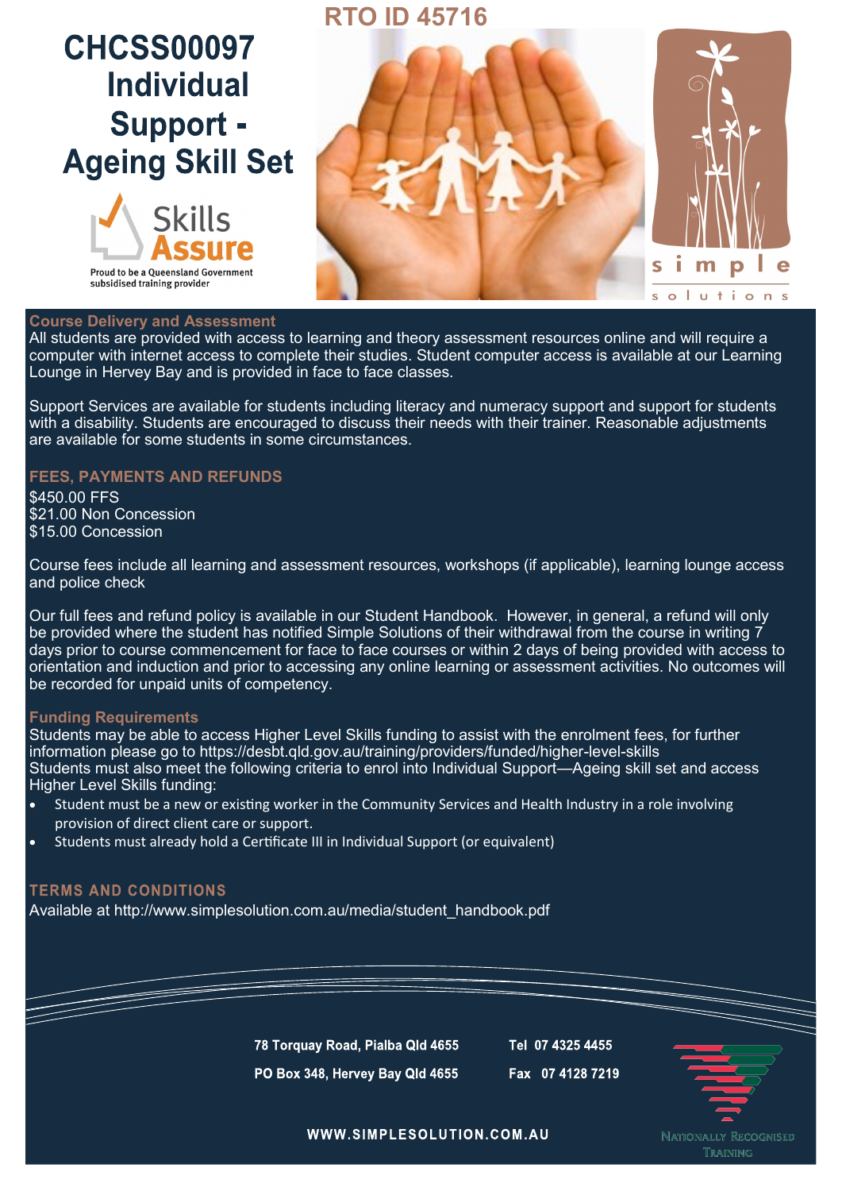RTO ID 45716

# CHCSS00097 Individual Support - Ageing Skill Set

Skills Assure

Proud to be a Queensland Government subsidised training provider

simple solutions

## Course Delivery and Assessment

All students are provided with access to learning and theory assessment resources online and will require a computer with internet access to complete their studies. Student computer access is available at our Learning Lounge in Hervey Bay and is provided in face to face classes.

Support Services are available for students including literacy and numeracy support and support for students with a disability. Students are encouraged to discuss their needs with their trainer. Reasonable adjustments are available for some students in some circumstances.

## FEES, PAYMENTS AND REFUNDS

$450.00 FFS
$21.00 Non Concession
$15.00 Concession

Course fees include all learning and assessment resources, workshops (if applicable), learning lounge access and police check

Our full fees and refund policy is available in our Student Handbook. However, in general, a refund will only be provided where the student has notified Simple Solutions of their withdrawal from the course in writing 7 days prior to course commencement for face to face courses or within 2 days of being provided with access to orientation and induction and prior to accessing any online learning or assessment activities. No outcomes will be recorded for unpaid units of competency.

## Funding Requirements

Students may be able to access Higher Level Skills funding to assist with the enrolment fees, for further information please go to https://desbt.qld.gov.au/training/providers/funded/higher-level-skills
Students must also meet the following criteria to enrol into Individual Support—Ageing skill set and access Higher Level Skills funding:

- Student must be a new or existing worker in the Community Services and Health Industry in a role involving provision of direct client care or support.
- Students must already hold a Certificate III in Individual Support (or equivalent)

## TERMS AND CONDITIONS

Available at http://www.simplesolution.com.au/media/student_handbook.pdf

78 Torquay Road, Pialba Qld 4655
PO Box 348, Hervey Bay Qld 4655

Tel 07 4325 4455
Fax 07 4128 7219

WWW.SIMPLESOLUTION.COM.AU

Nationally Recognised Training